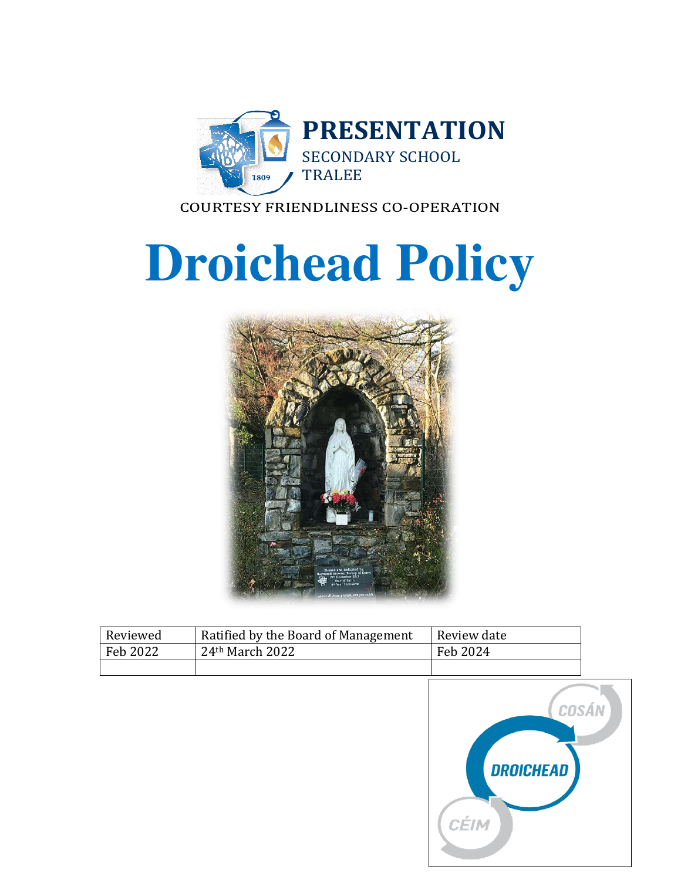**PRESENTATION**
SECONDARY SCHOOL
TRALEE

COURTESY FRIENDLINESS CO-OPERATION

# Droichead Policy

| Reviewed | Ratified by the Board of Management | Review date |
|---|---|---|
| Feb 2022 | 24th March 2022 | Feb 2024 |
| | | |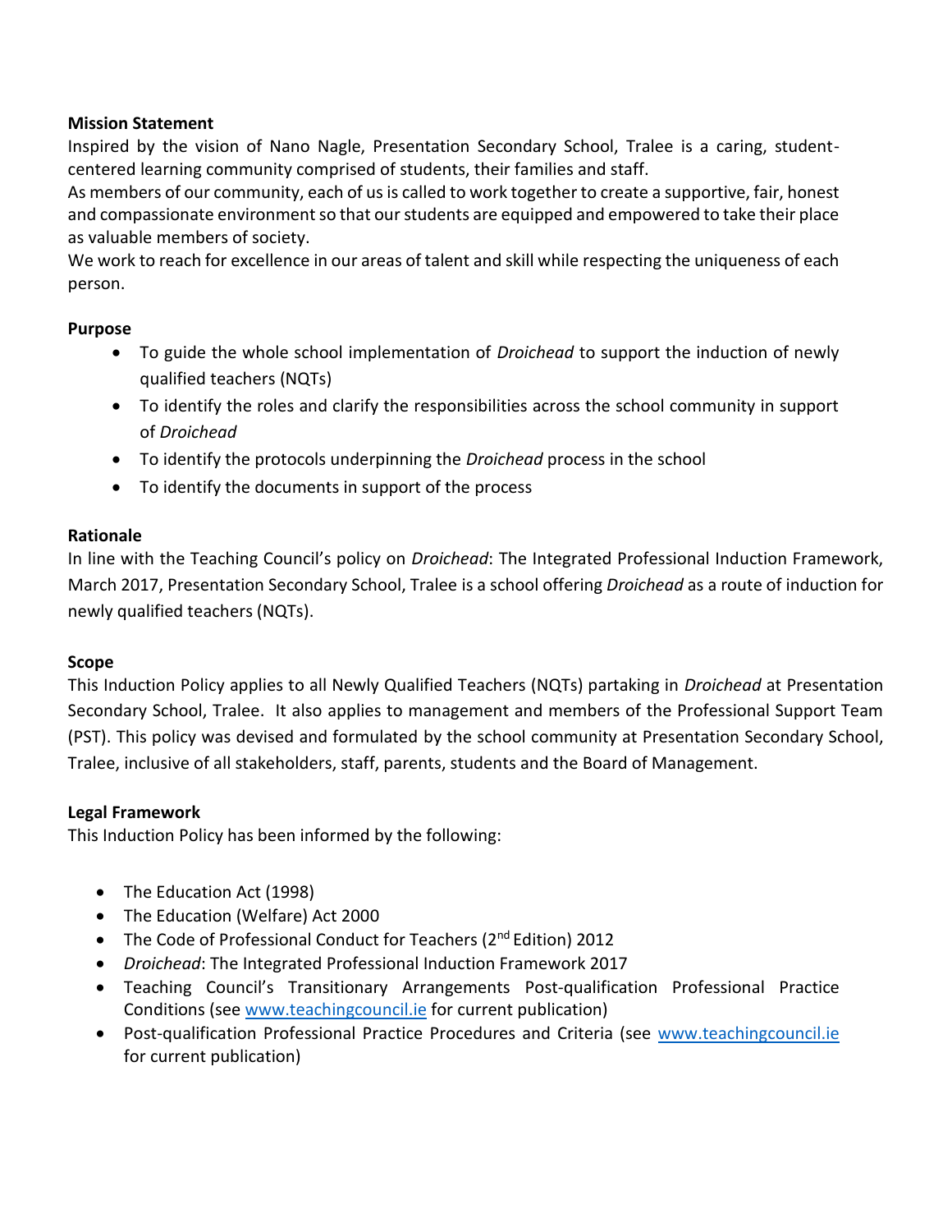**Mission Statement**

Inspired by the vision of Nano Nagle, Presentation Secondary School, Tralee is a caring, student-centered learning community comprised of students, their families and staff.

As members of our community, each of us is called to work together to create a supportive, fair, honest and compassionate environment so that our students are equipped and empowered to take their place as valuable members of society.

We work to reach for excellence in our areas of talent and skill while respecting the uniqueness of each person.

**Purpose**

- To guide the whole school implementation of *Droichead* to support the induction of newly qualified teachers (NQTs)
- To identify the roles and clarify the responsibilities across the school community in support of *Droichead*
- To identify the protocols underpinning the *Droichead* process in the school
- To identify the documents in support of the process

**Rationale**

In line with the Teaching Council's policy on *Droichead*: The Integrated Professional Induction Framework, March 2017, Presentation Secondary School, Tralee is a school offering *Droichead* as a route of induction for newly qualified teachers (NQTs).

**Scope**

This Induction Policy applies to all Newly Qualified Teachers (NQTs) partaking in *Droichead* at Presentation Secondary School, Tralee. It also applies to management and members of the Professional Support Team (PST). This policy was devised and formulated by the school community at Presentation Secondary School, Tralee, inclusive of all stakeholders, staff, parents, students and the Board of Management.

**Legal Framework**

This Induction Policy has been informed by the following:

- The Education Act (1998)
- The Education (Welfare) Act 2000
- The Code of Professional Conduct for Teachers (2nd Edition) 2012
- *Droichead*: The Integrated Professional Induction Framework 2017
- Teaching Council's Transitionary Arrangements Post-qualification Professional Practice Conditions (see www.teachingcouncil.ie for current publication)
- Post-qualification Professional Practice Procedures and Criteria (see www.teachingcouncil.ie for current publication)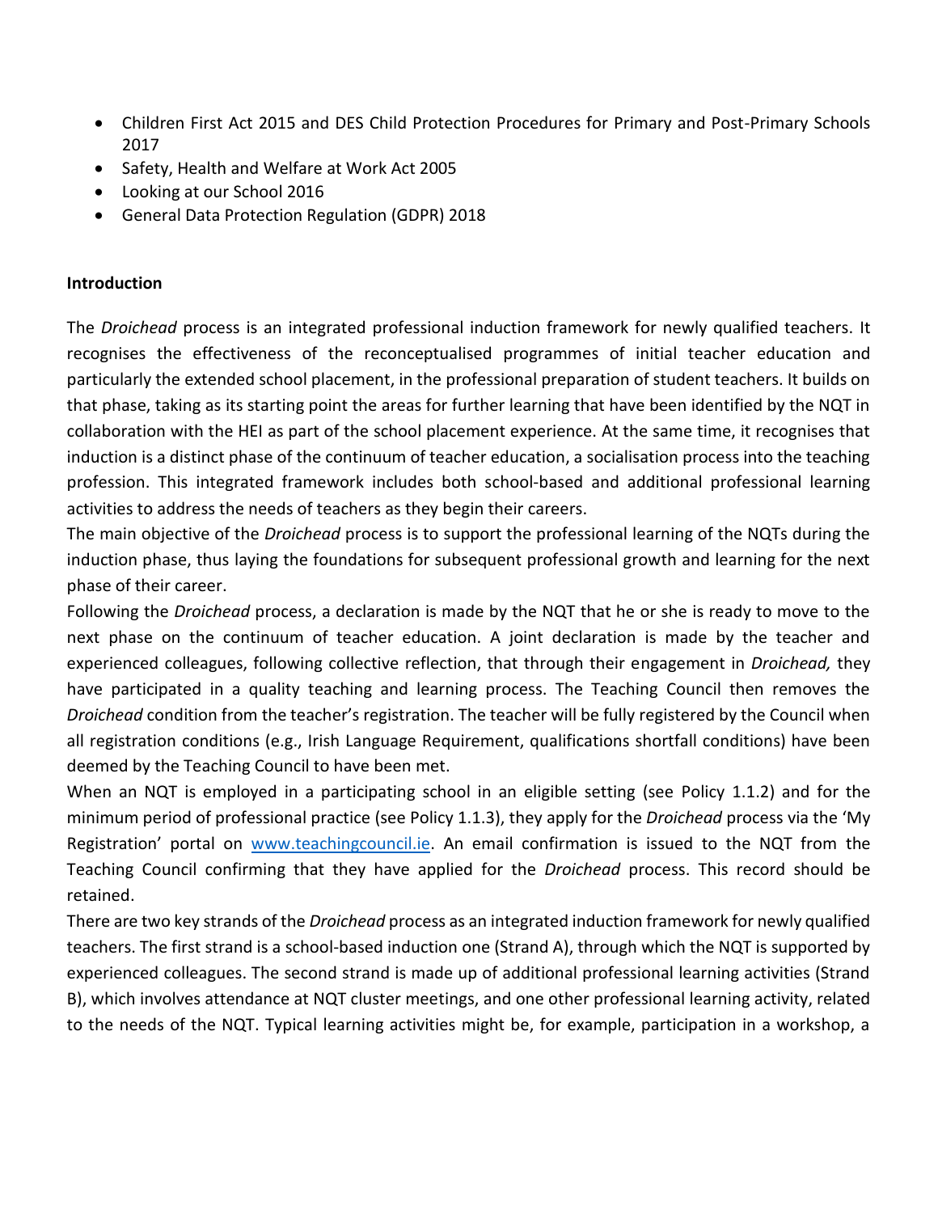- Children First Act 2015 and DES Child Protection Procedures for Primary and Post-Primary Schools 2017
- Safety, Health and Welfare at Work Act 2005
- Looking at our School 2016
- General Data Protection Regulation (GDPR) 2018

**Introduction**

The *Droichead* process is an integrated professional induction framework for newly qualified teachers. It recognises the effectiveness of the reconceptualised programmes of initial teacher education and particularly the extended school placement, in the professional preparation of student teachers. It builds on that phase, taking as its starting point the areas for further learning that have been identified by the NQT in collaboration with the HEI as part of the school placement experience. At the same time, it recognises that induction is a distinct phase of the continuum of teacher education, a socialisation process into the teaching profession. This integrated framework includes both school-based and additional professional learning activities to address the needs of teachers as they begin their careers.

The main objective of the *Droichead* process is to support the professional learning of the NQTs during the induction phase, thus laying the foundations for subsequent professional growth and learning for the next phase of their career.

Following the *Droichead* process, a declaration is made by the NQT that he or she is ready to move to the next phase on the continuum of teacher education. A joint declaration is made by the teacher and experienced colleagues, following collective reflection, that through their engagement in *Droichead,* they have participated in a quality teaching and learning process. The Teaching Council then removes the *Droichead* condition from the teacher's registration. The teacher will be fully registered by the Council when all registration conditions (e.g., Irish Language Requirement, qualifications shortfall conditions) have been deemed by the Teaching Council to have been met.

When an NQT is employed in a participating school in an eligible setting (see Policy 1.1.2) and for the minimum period of professional practice (see Policy 1.1.3), they apply for the *Droichead* process via the 'My Registration' portal on [www.teachingcouncil.ie](http://www.teachingcouncil.ie). An email confirmation is issued to the NQT from the Teaching Council confirming that they have applied for the *Droichead* process. This record should be retained.

There are two key strands of the *Droichead* process as an integrated induction framework for newly qualified teachers. The first strand is a school-based induction one (Strand A), through which the NQT is supported by experienced colleagues. The second strand is made up of additional professional learning activities (Strand B), which involves attendance at NQT cluster meetings, and one other professional learning activity, related to the needs of the NQT. Typical learning activities might be, for example, participation in a workshop, a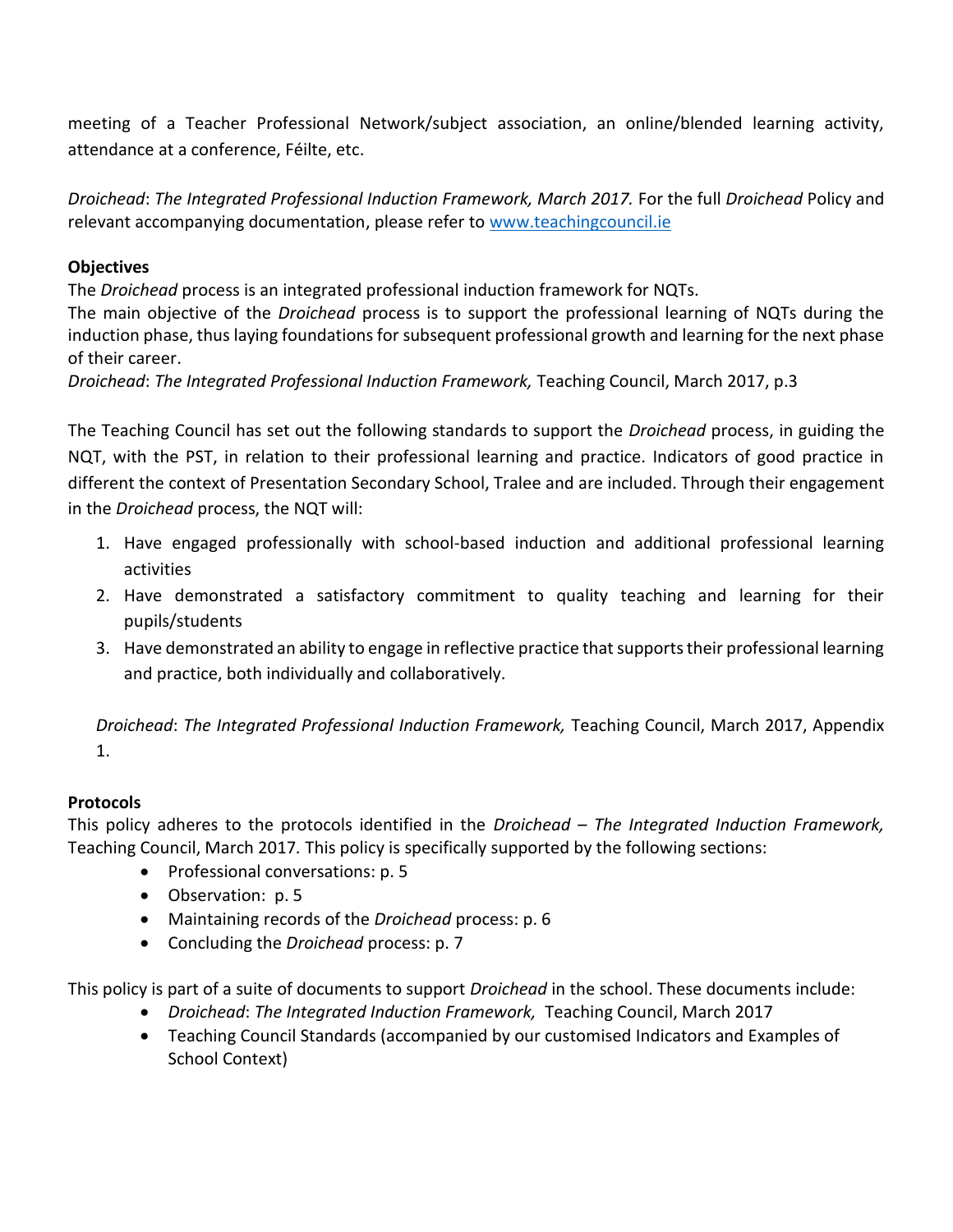meeting of a Teacher Professional Network/subject association, an online/blended learning activity, attendance at a conference, Féilte, etc.

*Droichead*: *The Integrated Professional Induction Framework, March 2017.* For the full *Droichead* Policy and relevant accompanying documentation, please refer to [www.teachingcouncil.ie](www.teachingcouncil.ie)

**Objectives**

The *Droichead* process is an integrated professional induction framework for NQTs.

The main objective of the *Droichead* process is to support the professional learning of NQTs during the induction phase, thus laying foundations for subsequent professional growth and learning for the next phase of their career.

*Droichead*: *The Integrated Professional Induction Framework,* Teaching Council, March 2017, p.3

The Teaching Council has set out the following standards to support the *Droichead* process, in guiding the NQT, with the PST, in relation to their professional learning and practice. Indicators of good practice in different the context of Presentation Secondary School, Tralee and are included. Through their engagement in the *Droichead* process, the NQT will:

1. Have engaged professionally with school-based induction and additional professional learning activities
2. Have demonstrated a satisfactory commitment to quality teaching and learning for their pupils/students
3. Have demonstrated an ability to engage in reflective practice that supports their professional learning and practice, both individually and collaboratively.

*Droichead*: *The Integrated Professional Induction Framework,* Teaching Council, March 2017, Appendix 1.

**Protocols**

This policy adheres to the protocols identified in the *Droichead* – *The Integrated Induction Framework,* Teaching Council, March 2017. This policy is specifically supported by the following sections:

- Professional conversations: p. 5
- Observation: p. 5
- Maintaining records of the *Droichead* process: p. 6
- Concluding the *Droichead* process: p. 7

This policy is part of a suite of documents to support *Droichead* in the school. These documents include:

- *Droichead*: *The Integrated Induction Framework,* Teaching Council, March 2017
- Teaching Council Standards (accompanied by our customised Indicators and Examples of School Context)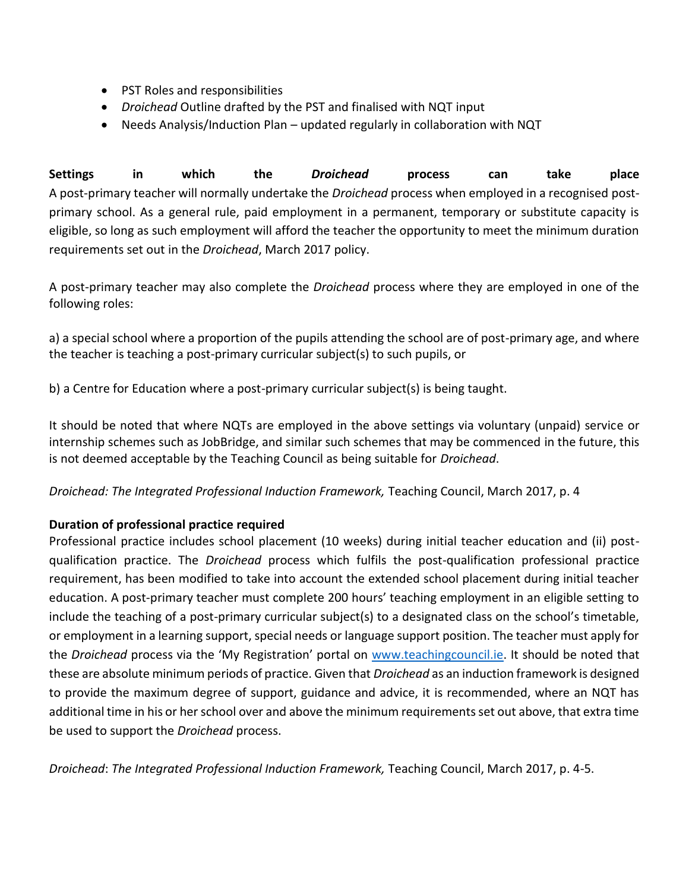- PST Roles and responsibilities
- *Droichead* Outline drafted by the PST and finalised with NQT input
- Needs Analysis/Induction Plan – updated regularly in collaboration with NQT

**Settings in which the *Droichead* process can take place**

A post-primary teacher will normally undertake the *Droichead* process when employed in a recognised post-primary school. As a general rule, paid employment in a permanent, temporary or substitute capacity is eligible, so long as such employment will afford the teacher the opportunity to meet the minimum duration requirements set out in the *Droichead*, March 2017 policy.

A post-primary teacher may also complete the *Droichead* process where they are employed in one of the following roles:

a) a special school where a proportion of the pupils attending the school are of post-primary age, and where the teacher is teaching a post-primary curricular subject(s) to such pupils, or

b) a Centre for Education where a post-primary curricular subject(s) is being taught.

It should be noted that where NQTs are employed in the above settings via voluntary (unpaid) service or internship schemes such as JobBridge, and similar such schemes that may be commenced in the future, this is not deemed acceptable by the Teaching Council as being suitable for *Droichead*.

*Droichead: The Integrated Professional Induction Framework,* Teaching Council, March 2017, p. 4

**Duration of professional practice required**

Professional practice includes school placement (10 weeks) during initial teacher education and (ii) post-qualification practice. The *Droichead* process which fulfils the post-qualification professional practice requirement, has been modified to take into account the extended school placement during initial teacher education. A post-primary teacher must complete 200 hours' teaching employment in an eligible setting to include the teaching of a post-primary curricular subject(s) to a designated class on the school's timetable, or employment in a learning support, special needs or language support position. The teacher must apply for the *Droichead* process via the 'My Registration' portal on [www.teachingcouncil.ie](http://www.teachingcouncil.ie). It should be noted that these are absolute minimum periods of practice. Given that *Droichead* as an induction framework is designed to provide the maximum degree of support, guidance and advice, it is recommended, where an NQT has additional time in his or her school over and above the minimum requirements set out above, that extra time be used to support the *Droichead* process.

*Droichead*: *The Integrated Professional Induction Framework,* Teaching Council, March 2017, p. 4-5.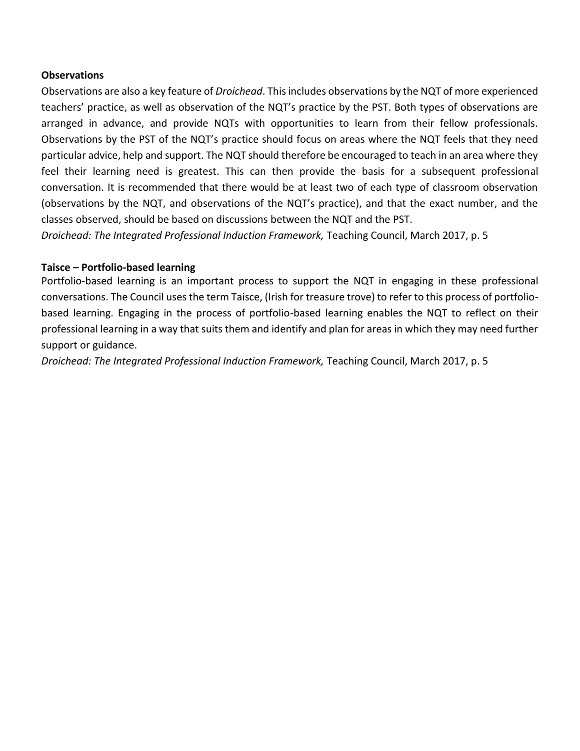**Observations**

Observations are also a key feature of *Droichead*. This includes observations by the NQT of more experienced teachers' practice, as well as observation of the NQT's practice by the PST. Both types of observations are arranged in advance, and provide NQTs with opportunities to learn from their fellow professionals. Observations by the PST of the NQT's practice should focus on areas where the NQT feels that they need particular advice, help and support. The NQT should therefore be encouraged to teach in an area where they feel their learning need is greatest. This can then provide the basis for a subsequent professional conversation. It is recommended that there would be at least two of each type of classroom observation (observations by the NQT, and observations of the NQT's practice), and that the exact number, and the classes observed, should be based on discussions between the NQT and the PST.
*Droichead: The Integrated Professional Induction Framework,* Teaching Council, March 2017, p. 5

**Taisce – Portfolio-based learning**

Portfolio-based learning is an important process to support the NQT in engaging in these professional conversations. The Council uses the term Taisce, (Irish for treasure trove) to refer to this process of portfolio-based learning. Engaging in the process of portfolio-based learning enables the NQT to reflect on their professional learning in a way that suits them and identify and plan for areas in which they may need further support or guidance.
*Droichead: The Integrated Professional Induction Framework,* Teaching Council, March 2017, p. 5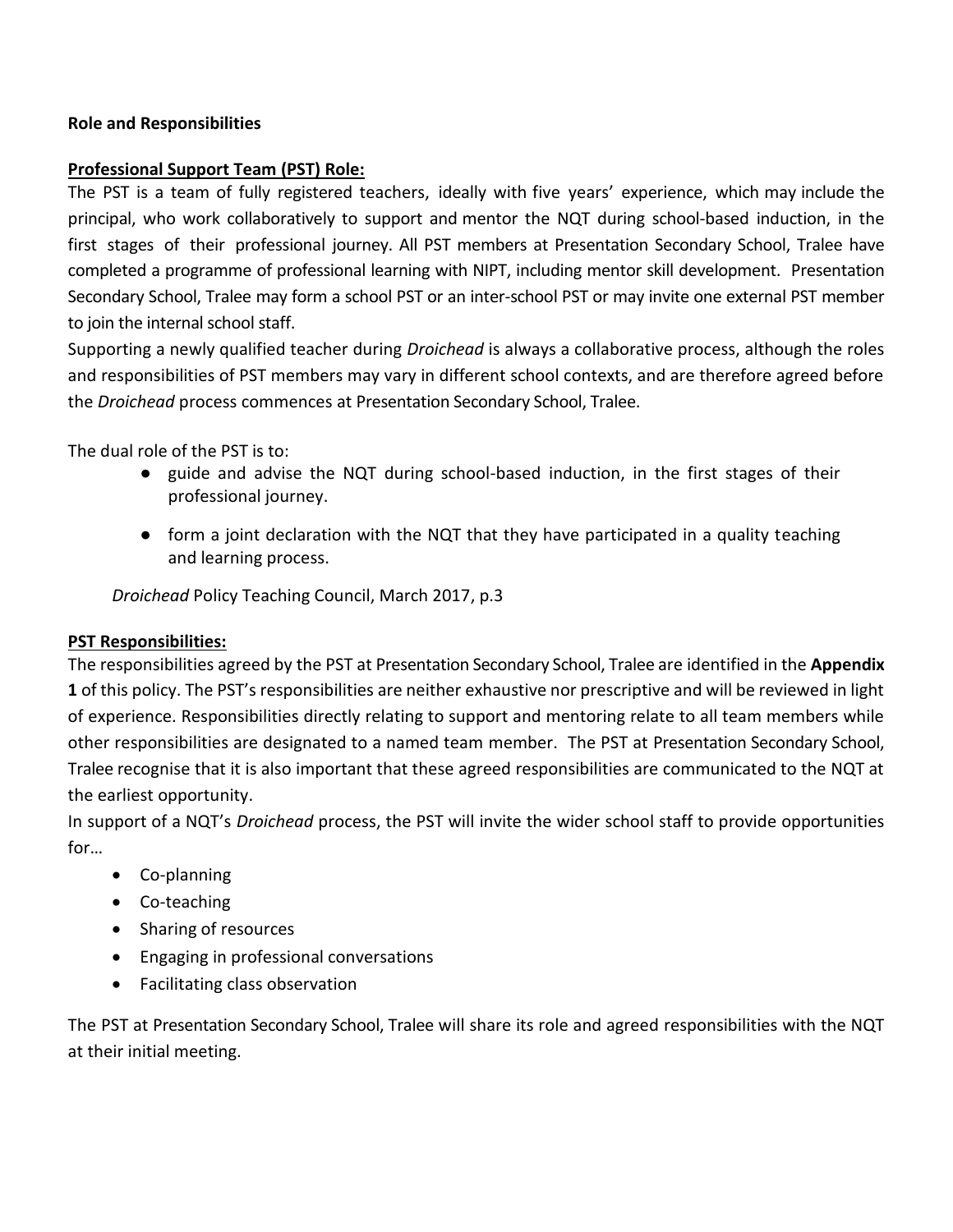**Role and Responsibilities**

**Professional Support Team (PST) Role:**

The PST is a team of fully registered teachers, ideally with five years' experience, which may include the principal, who work collaboratively to support and mentor the NQT during school-based induction, in the first stages of their professional journey. All PST members at Presentation Secondary School, Tralee have completed a programme of professional learning with NIPT, including mentor skill development. Presentation Secondary School, Tralee may form a school PST or an inter-school PST or may invite one external PST member to join the internal school staff.

Supporting a newly qualified teacher during *Droichead* is always a collaborative process, although the roles and responsibilities of PST members may vary in different school contexts, and are therefore agreed before the *Droichead* process commences at Presentation Secondary School, Tralee.

The dual role of the PST is to:

- guide and advise the NQT during school-based induction, in the first stages of their professional journey.
- form a joint declaration with the NQT that they have participated in a quality teaching and learning process.

*Droichead* Policy Teaching Council, March 2017, p.3

**PST Responsibilities:**

The responsibilities agreed by the PST at Presentation Secondary School, Tralee are identified in the **Appendix 1** of this policy. The PST's responsibilities are neither exhaustive nor prescriptive and will be reviewed in light of experience. Responsibilities directly relating to support and mentoring relate to all team members while other responsibilities are designated to a named team member. The PST at Presentation Secondary School, Tralee recognise that it is also important that these agreed responsibilities are communicated to the NQT at the earliest opportunity.

In support of a NQT's *Droichead* process, the PST will invite the wider school staff to provide opportunities for…

- Co-planning
- Co-teaching
- Sharing of resources
- Engaging in professional conversations
- Facilitating class observation

The PST at Presentation Secondary School, Tralee will share its role and agreed responsibilities with the NQT at their initial meeting.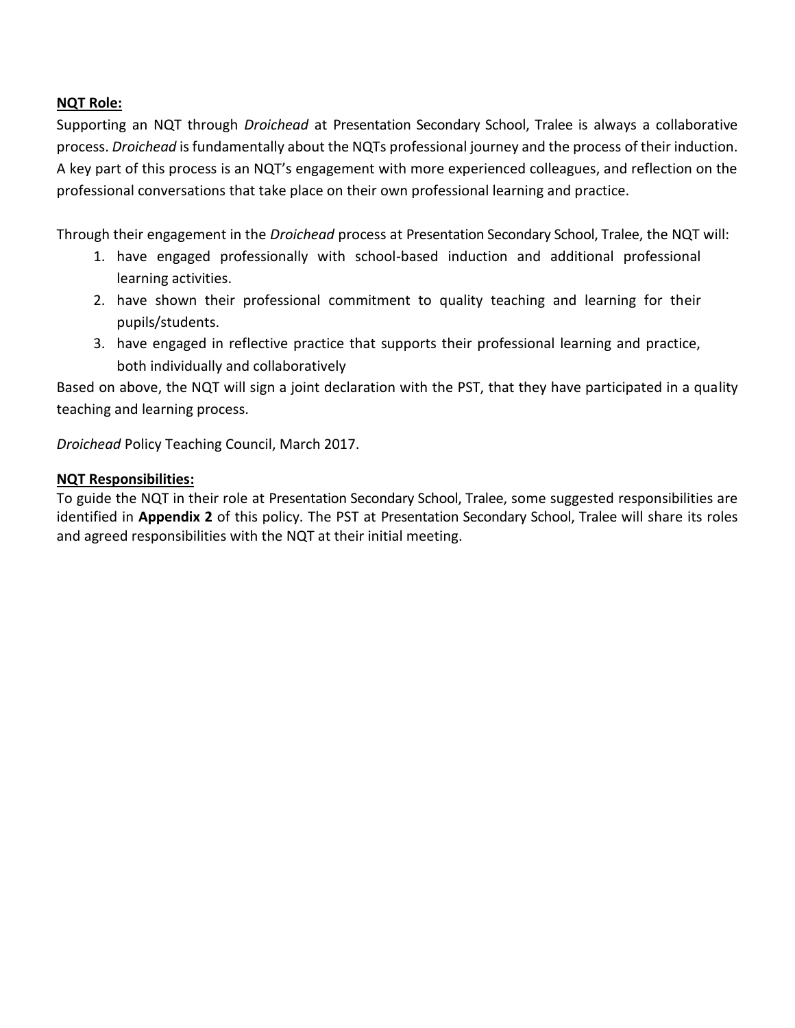**NQT Role:**

Supporting an NQT through *Droichead* at Presentation Secondary School, Tralee is always a collaborative process. *Droichead* is fundamentally about the NQTs professional journey and the process of their induction. A key part of this process is an NQT's engagement with more experienced colleagues, and reflection on the professional conversations that take place on their own professional learning and practice.

Through their engagement in the *Droichead* process at Presentation Secondary School, Tralee, the NQT will:

1. have engaged professionally with school-based induction and additional professional learning activities.
2. have shown their professional commitment to quality teaching and learning for their pupils/students.
3. have engaged in reflective practice that supports their professional learning and practice, both individually and collaboratively

Based on above, the NQT will sign a joint declaration with the PST, that they have participated in a quality teaching and learning process.

*Droichead* Policy Teaching Council, March 2017.

**NQT Responsibilities:**

To guide the NQT in their role at Presentation Secondary School, Tralee, some suggested responsibilities are identified in **Appendix 2** of this policy. The PST at Presentation Secondary School, Tralee will share its roles and agreed responsibilities with the NQT at their initial meeting.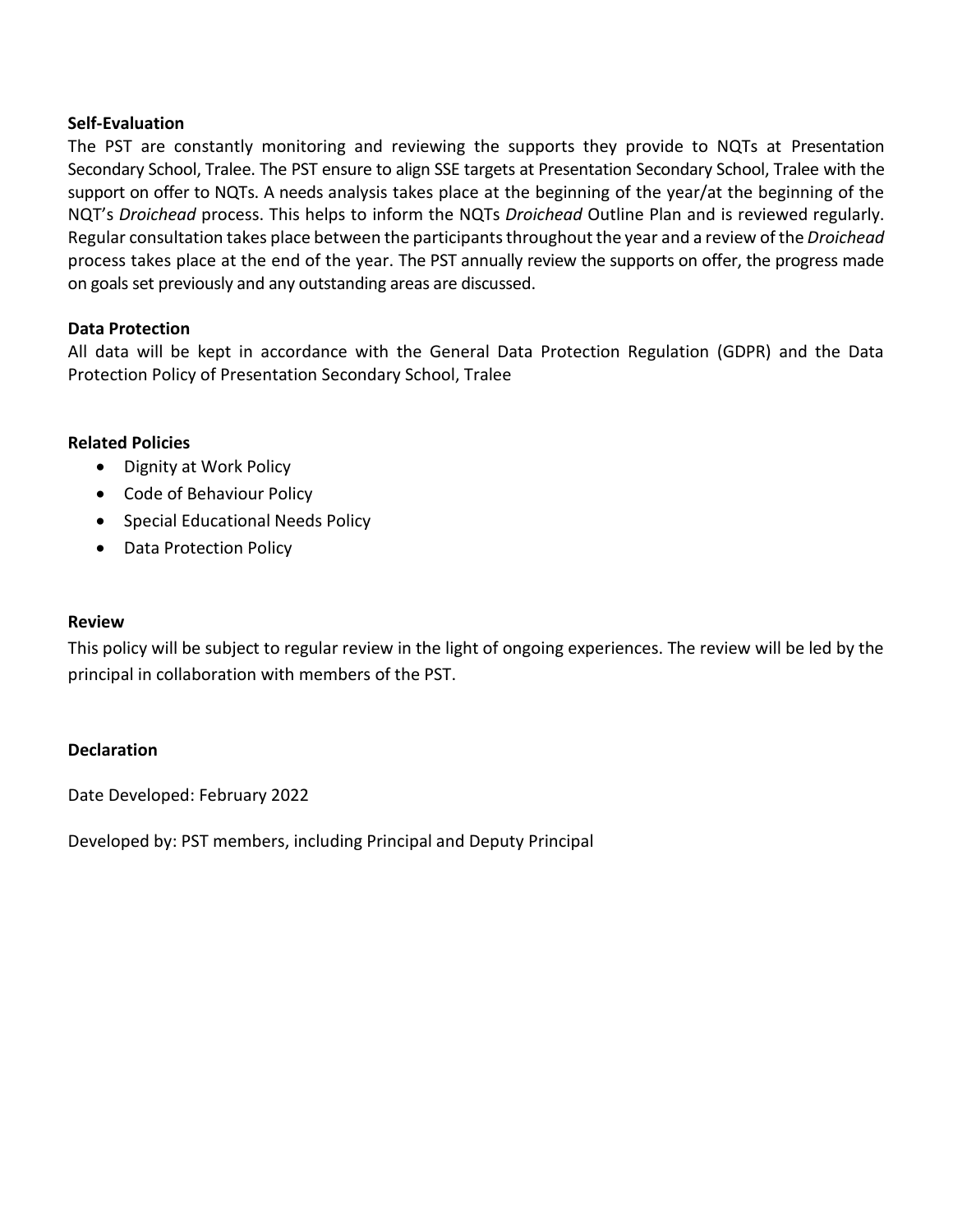**Self-Evaluation**

The PST are constantly monitoring and reviewing the supports they provide to NQTs at Presentation Secondary School, Tralee. The PST ensure to align SSE targets at Presentation Secondary School, Tralee with the support on offer to NQTs. A needs analysis takes place at the beginning of the year/at the beginning of the NQT's *Droichead* process. This helps to inform the NQTs *Droichead* Outline Plan and is reviewed regularly. Regular consultation takes place between the participants throughout the year and a review of the *Droichead* process takes place at the end of the year. The PST annually review the supports on offer, the progress made on goals set previously and any outstanding areas are discussed.

**Data Protection**

All data will be kept in accordance with the General Data Protection Regulation (GDPR) and the Data Protection Policy of Presentation Secondary School, Tralee

**Related Policies**

- Dignity at Work Policy
- Code of Behaviour Policy
- Special Educational Needs Policy
- Data Protection Policy

**Review**

This policy will be subject to regular review in the light of ongoing experiences. The review will be led by the principal in collaboration with members of the PST.

**Declaration**

Date Developed: February 2022

Developed by: PST members, including Principal and Deputy Principal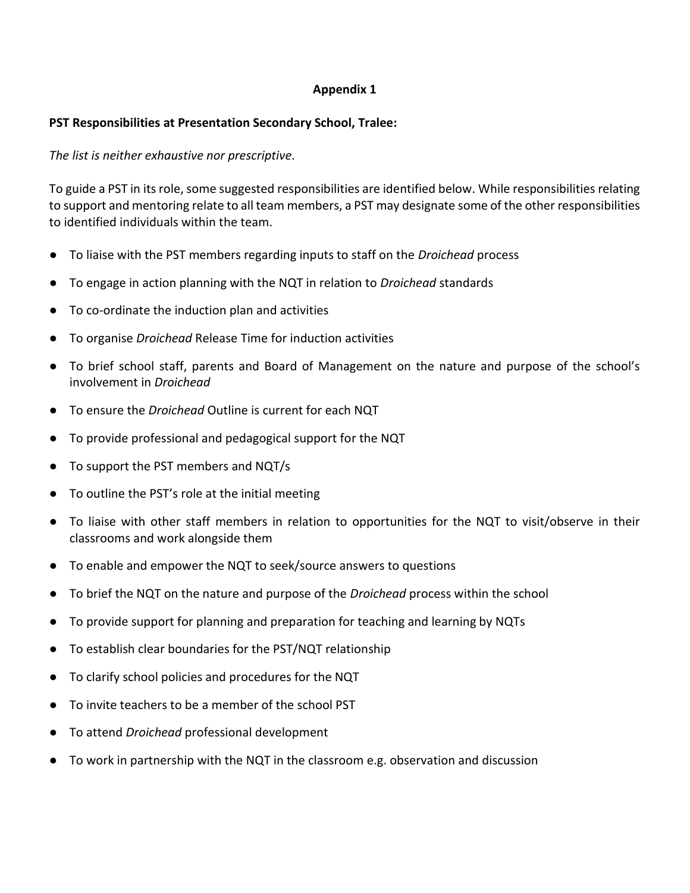# Appendix 1

**PST Responsibilities at Presentation Secondary School, Tralee:**

*The list is neither exhaustive nor prescriptive.*

To guide a PST in its role, some suggested responsibilities are identified below. While responsibilities relating to support and mentoring relate to all team members, a PST may designate some of the other responsibilities to identified individuals within the team.

- To liaise with the PST members regarding inputs to staff on the *Droichead* process
- To engage in action planning with the NQT in relation to *Droichead* standards
- To co-ordinate the induction plan and activities
- To organise *Droichead* Release Time for induction activities
- To brief school staff, parents and Board of Management on the nature and purpose of the school's involvement in *Droichead*
- To ensure the *Droichead* Outline is current for each NQT
- To provide professional and pedagogical support for the NQT
- To support the PST members and NQT/s
- To outline the PST's role at the initial meeting
- To liaise with other staff members in relation to opportunities for the NQT to visit/observe in their classrooms and work alongside them
- To enable and empower the NQT to seek/source answers to questions
- To brief the NQT on the nature and purpose of the *Droichead* process within the school
- To provide support for planning and preparation for teaching and learning by NQTs
- To establish clear boundaries for the PST/NQT relationship
- To clarify school policies and procedures for the NQT
- To invite teachers to be a member of the school PST
- To attend *Droichead* professional development
- To work in partnership with the NQT in the classroom e.g. observation and discussion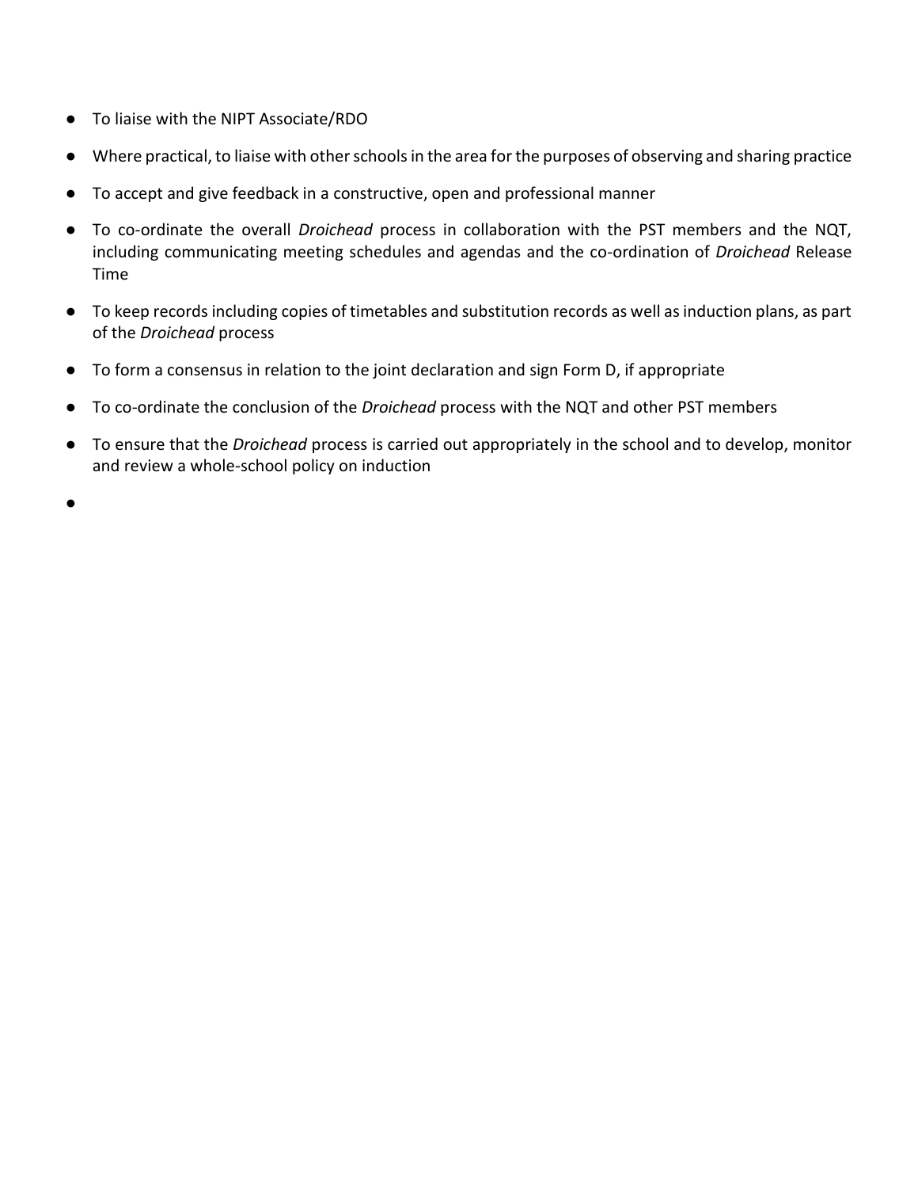- To liaise with the NIPT Associate/RDO
- Where practical, to liaise with other schools in the area for the purposes of observing and sharing practice
- To accept and give feedback in a constructive, open and professional manner
- To co-ordinate the overall *Droichead* process in collaboration with the PST members and the NQT, including communicating meeting schedules and agendas and the co-ordination of *Droichead* Release Time
- To keep records including copies of timetables and substitution records as well as induction plans, as part of the *Droichead* process
- To form a consensus in relation to the joint declaration and sign Form D, if appropriate
- To co-ordinate the conclusion of the *Droichead* process with the NQT and other PST members
- To ensure that the *Droichead* process is carried out appropriately in the school and to develop, monitor and review a whole-school policy on induction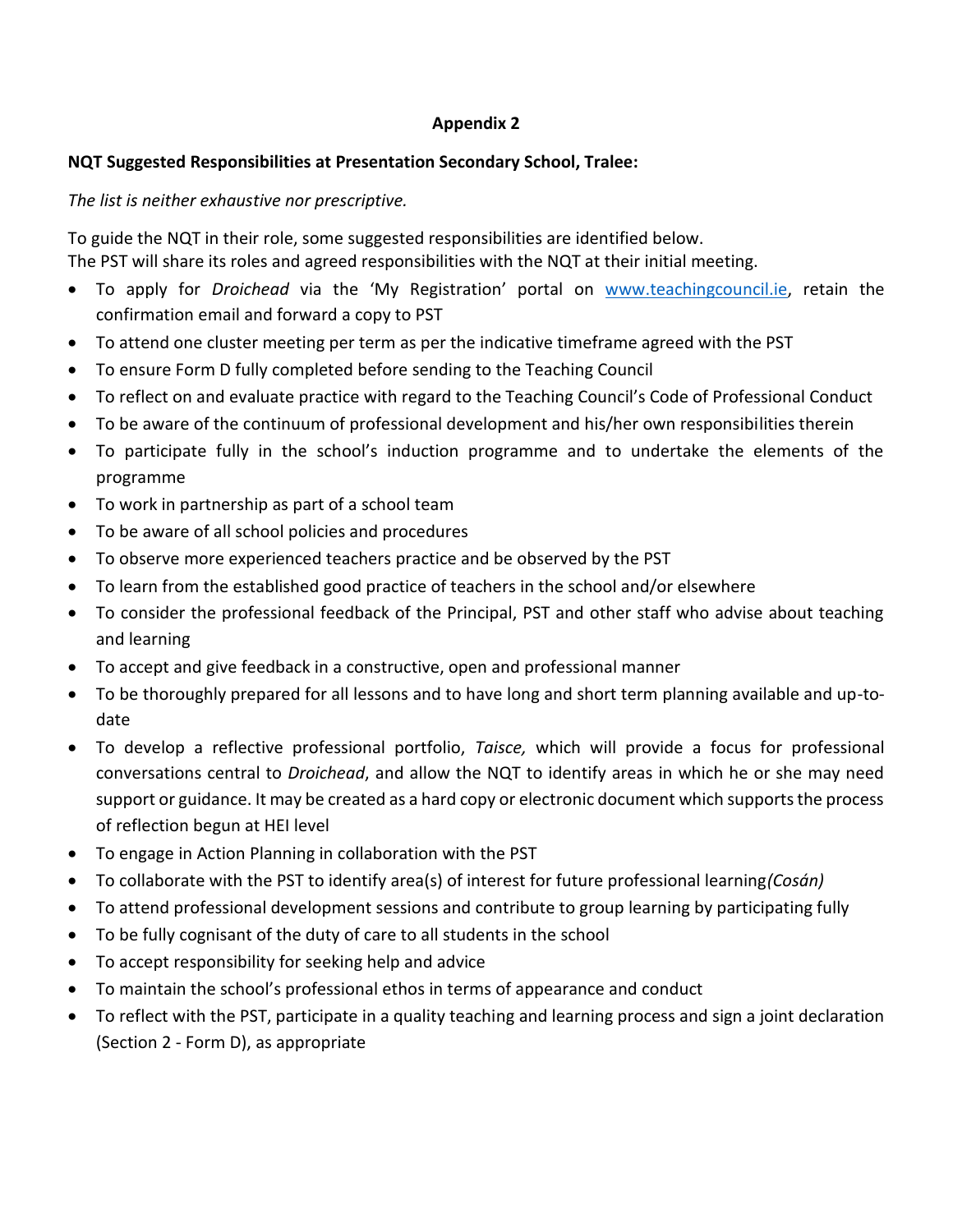**Appendix 2**

**NQT Suggested Responsibilities at Presentation Secondary School, Tralee:**

*The list is neither exhaustive nor prescriptive.*

To guide the NQT in their role, some suggested responsibilities are identified below.
The PST will share its roles and agreed responsibilities with the NQT at their initial meeting.

- To apply for *Droichead* via the 'My Registration' portal on www.teachingcouncil.ie, retain the confirmation email and forward a copy to PST
- To attend one cluster meeting per term as per the indicative timeframe agreed with the PST
- To ensure Form D fully completed before sending to the Teaching Council
- To reflect on and evaluate practice with regard to the Teaching Council's Code of Professional Conduct
- To be aware of the continuum of professional development and his/her own responsibilities therein
- To participate fully in the school's induction programme and to undertake the elements of the programme
- To work in partnership as part of a school team
- To be aware of all school policies and procedures
- To observe more experienced teachers practice and be observed by the PST
- To learn from the established good practice of teachers in the school and/or elsewhere
- To consider the professional feedback of the Principal, PST and other staff who advise about teaching and learning
- To accept and give feedback in a constructive, open and professional manner
- To be thoroughly prepared for all lessons and to have long and short term planning available and up-to-date
- To develop a reflective professional portfolio, *Taisce,* which will provide a focus for professional conversations central to *Droichead*, and allow the NQT to identify areas in which he or she may need support or guidance. It may be created as a hard copy or electronic document which supports the process of reflection begun at HEI level
- To engage in Action Planning in collaboration with the PST
- To collaborate with the PST to identify area(s) of interest for future professional learning*(Cosán)*
- To attend professional development sessions and contribute to group learning by participating fully
- To be fully cognisant of the duty of care to all students in the school
- To accept responsibility for seeking help and advice
- To maintain the school's professional ethos in terms of appearance and conduct
- To reflect with the PST, participate in a quality teaching and learning process and sign a joint declaration (Section 2 - Form D), as appropriate